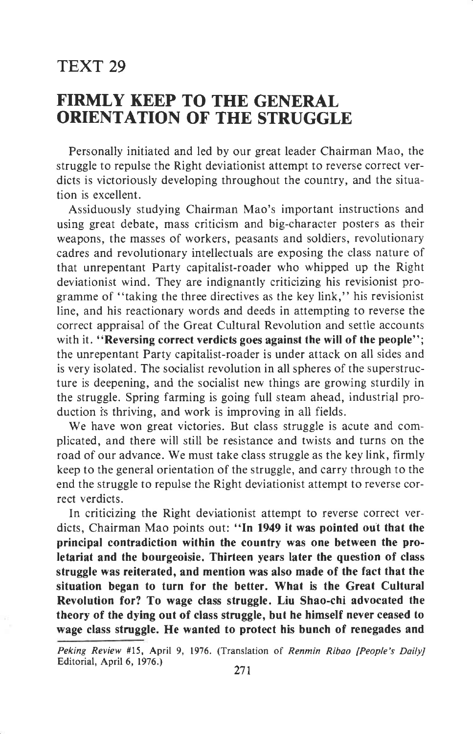# TEXT 29

## FIRMLY KEEP TO THE GENERAL ORIENTATION OF THE STRUGGLE

Personally initiated and led by our great leader Chairman Mao, the struggle to repulse the Right deviationist attempt to reverse correct verdicts is victoriously developing throughout the country, and the situation is excellent.

Assiduously studying Chairman Mao's important instructions and using great debate, mass criticism and big-character posters as their weapons, the masses of workers, peasants and soldiers, revolutionary cadres and revolutionary intellectuals are exposing the class nature of that unrepentant Party capitalist-roader who whipped up the Right deviationist wind. They are indignantly criticizing his revisionist programme of "taking the three directives as the key link," his revisionist line, and his reactionary words and deeds in attempting to reverse the correct appraisal of the Great Cultural Revolution and settle accounts with it. "**Reversing correct verdicts goes against the will of the people**"; the unrepentant Party capitalist-roader is under attack on all sides and is very isolated. The socialist revolution in all spheres of the superstructure is deepening, and the socialist new things are growing sturdily in the struggle. Spring farming is going full steam ahead, industrial production is thriving, and work is improving in all fields.

We have won great victories. But class struggle is acute and complicated, and there will still be resistance and twists and turns on the road of our advance. We must take class struggle as the key link, firmly keep to the general orientation of the struggle, and carry through to the end the struggle to repulse the Right deviationist attempt to reverse correct verdicts.

In criticizing the Right deviationist attempt to reverse correct verdicts, Chairman Mao points out: "**In 1949 it was pointed out that the principal contradiction within the country was one between the proletariat and the bourgeoisie. Thirteen years later the question of class struggle was reiterated, and mention was also made of the fact that the situation began to turn for the better. What is the Great Cultural Revolution for? To wage class struggle. Liu Shao-chi advocated the theory of the dying out of class struggle, but he himself never ceased to wage class struggle. He wanted to protect his bunch of renegades and**

*Peking Review* #15, April 9, 1976. (Translation of *Renmin Ribao [People's Daily]* Editorial, April 6, 1976.)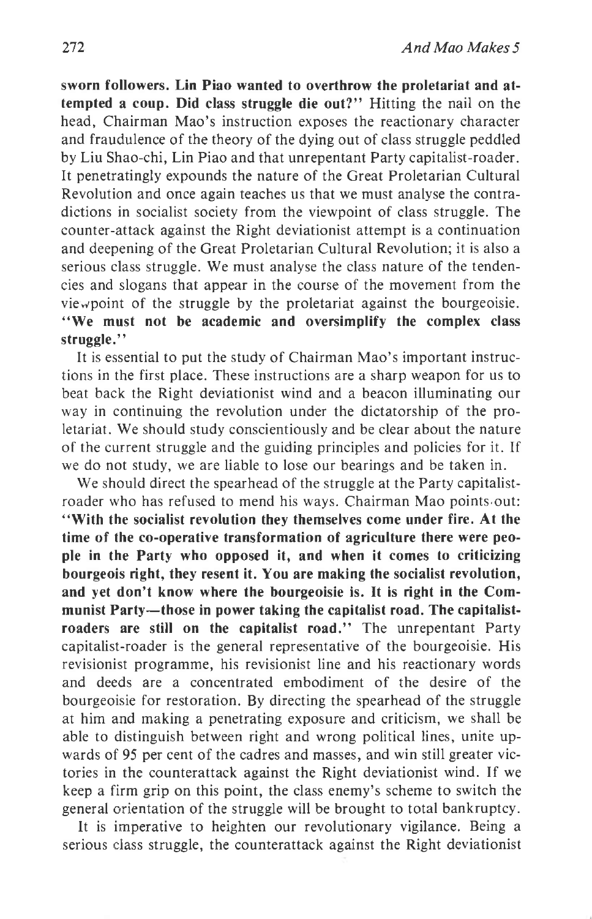**sworn followers. Lin Piao wanted to overthrow the proletariat and attempted a coup. Did class struggle die out?"** Hitting the nail on the head, Chairman Mao's instruction exposes the reactionary character and fraudulence of the theory of the dying out of class struggle peddled by Liu Shao-chi, Lin Piao and that unrepentant Party capitalist-roader. It penetratingly expounds the nature of the Great Proletarian Cultural Revolution and once again teaches us that we must analyse the contradictions in socialist society from the viewpoint of class struggle. The counter-attack against the Right deviationist attempt is a continuation and deepening of the Great Proletarian Cultural Revolution; it is also a serious class struggle. We must analyse the class nature of the tendencies and slogans that appear in the course of the movement from the viewpoint of the struggle by the proletariat against the bourgeoisie. **"We must not be academic and oversimplify the complex class struggle."**

It is essential to put the study of Chairman Mao's important instructions in the first place. These instructions are a sharp weapon for us to beat back the Right deviationist wind and a beacon illuminating our way in continuing the revolution under the dictatorship of the proletariat. We should study conscientiously and be clear about the nature of the current struggle and the guiding principles and policies for it. If we do not study, we are liable to lose our bearings and be taken in.

We should direct the spearhead of the struggle at the Party capitalist-roader who has refused to mend his ways. Chairman Mao points out: **"With the socialist revolution they themselves come under fire. At the time of the co-operative transformation of agriculture there were people in the Party who opposed it, and when it comes to criticizing bourgeois right, they resent it. You are making the socialist revolution, and yet don't know where the bourgeoisie is. It is right in the Communist Party—those in power taking the capitalist road. The capitalist-roaders are still on the capitalist road."** The unrepentant Party capitalist-roader is the general representative of the bourgeoisie. His revisionist programme, his revisionist line and his reactionary words and deeds are a concentrated embodiment of the desire of the bourgeoisie for restoration. By directing the spearhead of the struggle at him and making a penetrating exposure and criticism, we shall be able to distinguish between right and wrong political lines, unite upwards of 95 per cent of the cadres and masses, and win still greater victories in the counterattack against the Right deviationist wind. If we keep a firm grip on this point, the class enemy's scheme to switch the general orientation of the struggle will be brought to total bankruptcy.

It is imperative to heighten our revolutionary vigilance. Being a serious class struggle, the counterattack against the Right deviationist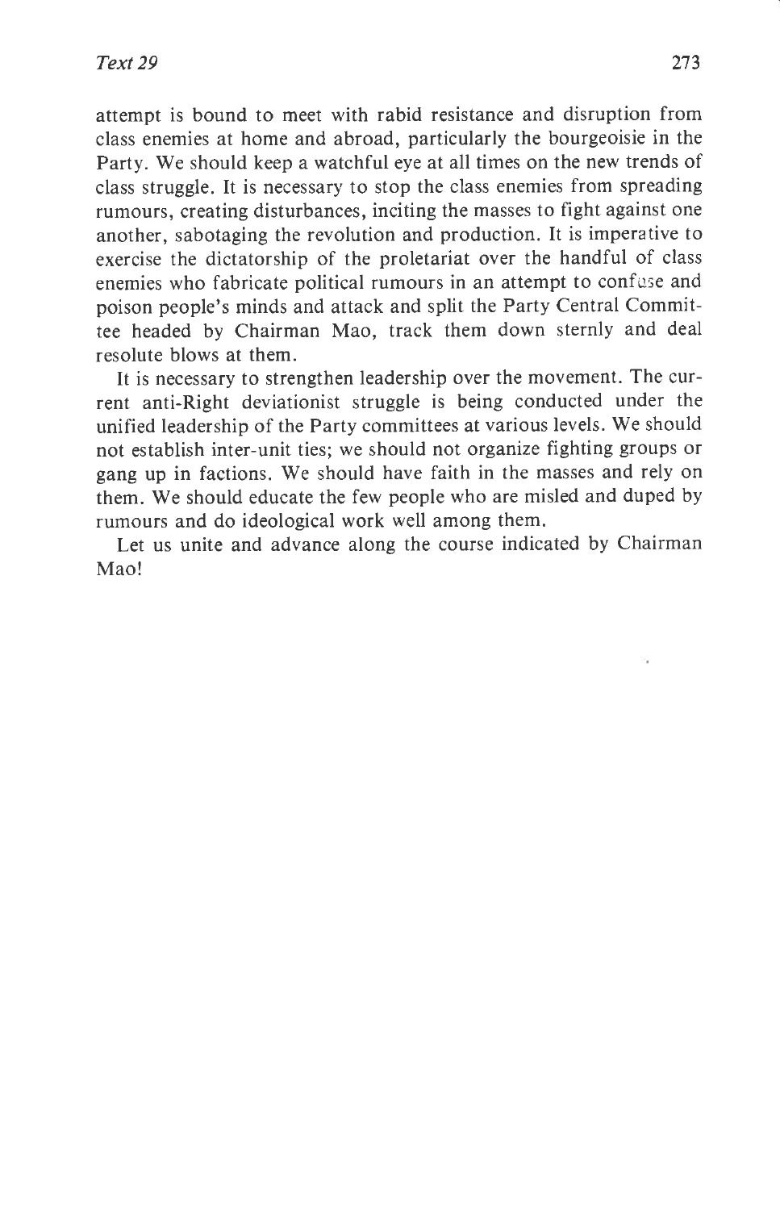attempt is bound to meet with rabid resistance and disruption from class enemies at home and abroad, particularly the bourgeoisie in the Party. We should keep a watchful eye at all times on the new trends of class struggle. It is necessary to stop the class enemies from spreading rumours, creating disturbances, inciting the masses to fight against one another, sabotaging the revolution and production. It is imperative to exercise the dictatorship of the proletariat over the handful of class enemies who fabricate political rumours in an attempt to confuse and poison people's minds and attack and split the Party Central Committee headed by Chairman Mao, track them down sternly and deal resolute blows at them.

It is necessary to strengthen leadership over the movement. The current anti-Right deviationist struggle is being conducted under the unified leadership of the Party committees at various levels. We should not establish inter-unit ties; we should not organize fighting groups or gang up in factions. We should have faith in the masses and rely on them. We should educate the few people who are misled and duped by rumours and do ideological work well among them.

Let us unite and advance along the course indicated by Chairman Mao!